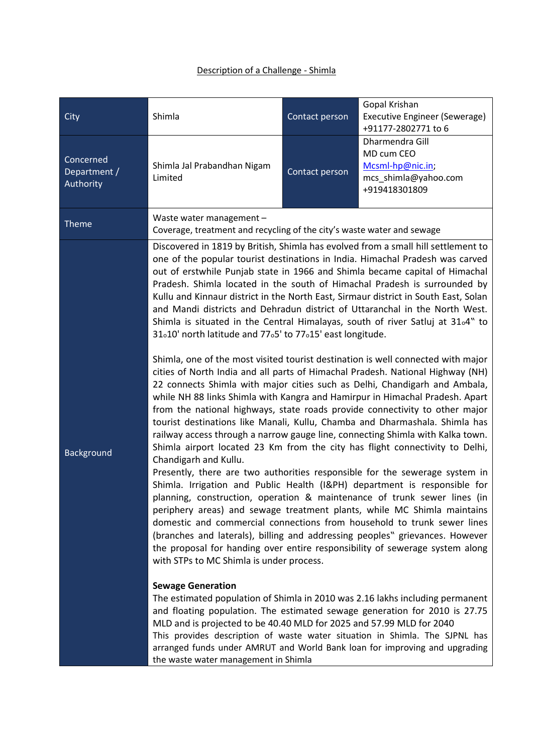Description of a Challenge - Shimla

| City | Shimla | Contact person | Gopal Krishan<br>Executive Engineer (Sewerage)<br>+91177-2802771 to 6 |
|---|---|---|---|
| Concerned Department / Authority | Shimla Jal Prabandhan Nigam Limited | Contact person | Dharmendra Gill<br>MD cum CEO<br>Mcsml-hp@nic.in;<br>mcs_shimla@yahoo.com<br>+919418301809 |
| Theme | Waste water management –<br>Coverage, treatment and recycling of the city's waste water and sewage | | |
| Background | Discovered in 1819 by British, Shimla has evolved from a small hill settlement to one of the popular tourist destinations in India. Himachal Pradesh was carved out of erstwhile Punjab state in 1966 and Shimla became capital of Himachal Pradesh. Shimla located in the south of Himachal Pradesh is surrounded by Kullu and Kinnaur district in the North East, Sirmaur district in South East, Solan and Mandi districts and Dehradun district of Uttaranchal in the North West. Shimla is situated in the Central Himalayas, south of river Satluj at 31o4" to 31o10' north latitude and 77o5' to 77o15' east longitude.<br><br>Shimla, one of the most visited tourist destination is well connected with major cities of North India and all parts of Himachal Pradesh. National Highway (NH) 22 connects Shimla with major cities such as Delhi, Chandigarh and Ambala, while NH 88 links Shimla with Kangra and Hamirpur in Himachal Pradesh. Apart from the national highways, state roads provide connectivity to other major tourist destinations like Manali, Kullu, Chamba and Dharmashala. Shimla has railway access through a narrow gauge line, connecting Shimla with Kalka town. Shimla airport located 23 Km from the city has flight connectivity to Delhi, Chandigarh and Kullu.<br>Presently, there are two authorities responsible for the sewerage system in Shimla. Irrigation and Public Health (I&PH) department is responsible for planning, construction, operation & maintenance of trunk sewer lines (in periphery areas) and sewage treatment plants, while MC Shimla maintains domestic and commercial connections from household to trunk sewer lines (branches and laterals), billing and addressing peoples" grievances. However the proposal for handing over entire responsibility of sewerage system along with STPs to MC Shimla is under process.<br><br>**Sewage Generation**<br>The estimated population of Shimla in 2010 was 2.16 lakhs including permanent and floating population. The estimated sewage generation for 2010 is 27.75 MLD and is projected to be 40.40 MLD for 2025 and 57.99 MLD for 2040<br>This provides description of waste water situation in Shimla. The SJPNL has arranged funds under AMRUT and World Bank loan for improving and upgrading the waste water management in Shimla | | |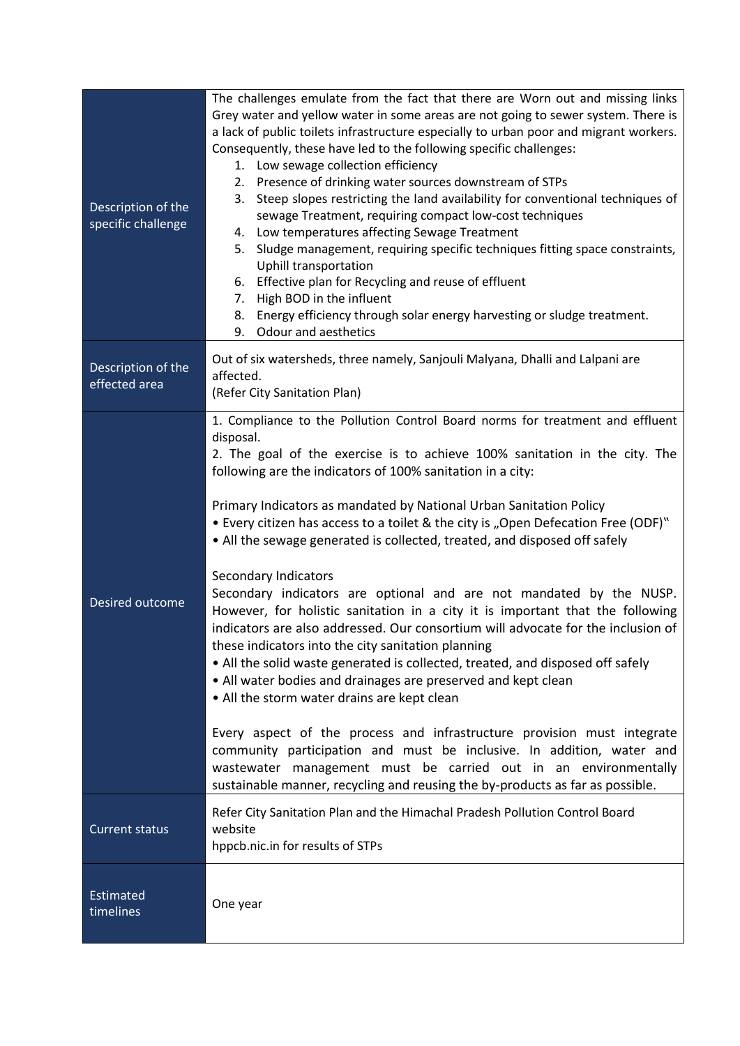| | |
|---|---|
| Description of the specific challenge | The challenges emulate from the fact that there are Worn out and missing links Grey water and yellow water in some areas are not going to sewer system. There is a lack of public toilets infrastructure especially to urban poor and migrant workers. Consequently, these have led to the following specific challenges:<br>1. Low sewage collection efficiency<br>2. Presence of drinking water sources downstream of STPs<br>3. Steep slopes restricting the land availability for conventional techniques of sewage Treatment, requiring compact low-cost techniques<br>4. Low temperatures affecting Sewage Treatment<br>5. Sludge management, requiring specific techniques fitting space constraints, Uphill transportation<br>6. Effective plan for Recycling and reuse of effluent<br>7. High BOD in the influent<br>8. Energy efficiency through solar energy harvesting or sludge treatment.<br>9. Odour and aesthetics |
| Description of the effected area | Out of six watersheds, three namely, Sanjouli Malyana, Dhalli and Lalpani are affected.<br>(Refer City Sanitation Plan) |
| Desired outcome | 1. Compliance to the Pollution Control Board norms for treatment and effluent disposal.<br>2. The goal of the exercise is to achieve 100% sanitation in the city. The following are the indicators of 100% sanitation in a city:<br><br>Primary Indicators as mandated by National Urban Sanitation Policy<br>• Every citizen has access to a toilet & the city is „Open Defecation Free (ODF)"<br>• All the sewage generated is collected, treated, and disposed off safely<br><br>Secondary Indicators<br>Secondary indicators are optional and are not mandated by the NUSP. However, for holistic sanitation in a city it is important that the following indicators are also addressed. Our consortium will advocate for the inclusion of these indicators into the city sanitation planning<br>• All the solid waste generated is collected, treated, and disposed off safely<br>• All water bodies and drainages are preserved and kept clean<br>• All the storm water drains are kept clean<br><br>Every aspect of the process and infrastructure provision must integrate community participation and must be inclusive. In addition, water and wastewater management must be carried out in an environmentally sustainable manner, recycling and reusing the by-products as far as possible. |
| Current status | Refer City Sanitation Plan and the Himachal Pradesh Pollution Control Board website<br>hppcb.nic.in for results of STPs |
| Estimated timelines | One year |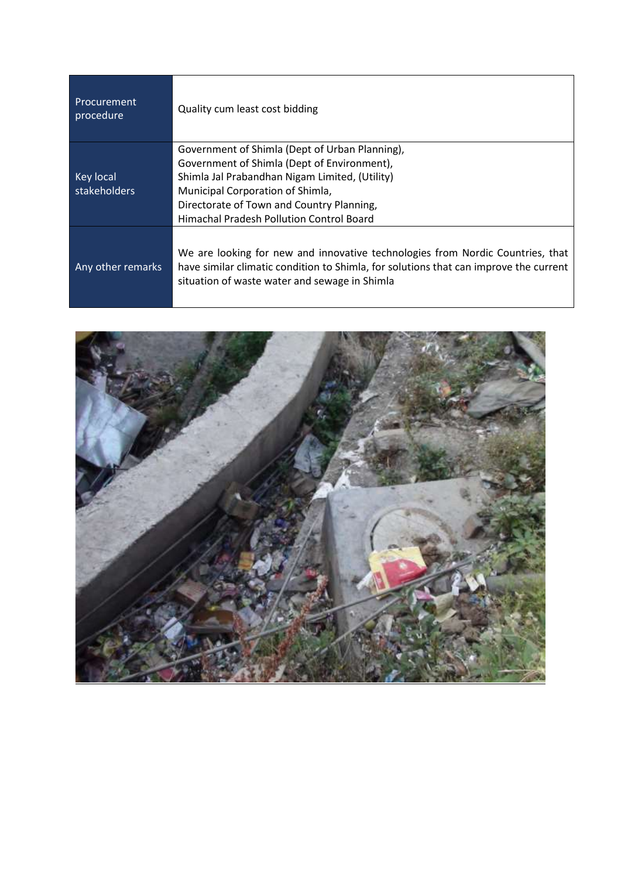| | |
|---|---|
| Procurement procedure | Quality cum least cost bidding |
| Key local stakeholders | Government of Shimla (Dept of Urban Planning),<br>Government of Shimla (Dept of Environment),<br>Shimla Jal Prabandhan Nigam Limited, (Utility)<br>Municipal Corporation of Shimla,<br>Directorate of Town and Country Planning,<br>Himachal Pradesh Pollution Control Board |
| Any other remarks | We are looking for new and innovative technologies from Nordic Countries, that have similar climatic condition to Shimla, for solutions that can improve the current situation of waste water and sewage in Shimla |